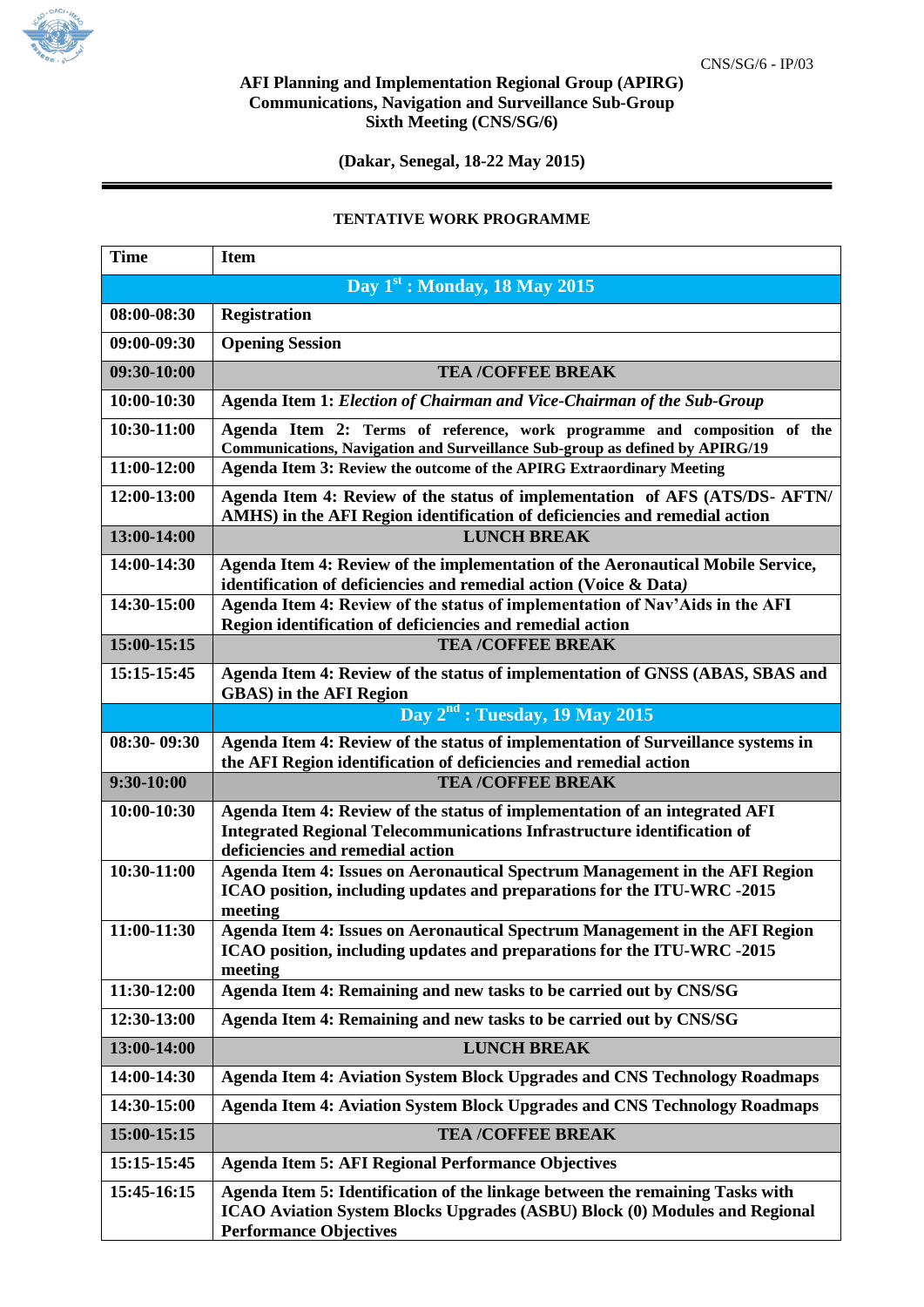CNS/SG/6 - IP/03

**AFI Planning and Implementation Regional Group (APIRG)**
**Communications, Navigation and Surveillance Sub-Group**
**Sixth Meeting (CNS/SG/6)**

**(Dakar, Senegal, 18-22 May 2015)**

**TENTATIVE WORK PROGRAMME**

| Time | Item |
|---|---|
| | **Day 1st : Monday, 18 May 2015** |
| **08:00-08:30** | **Registration** |
| **09:00-09:30** | **Opening Session** |
| **09:30-10:00** | **TEA /COFFEE BREAK** |
| **10:00-10:30** | **Agenda Item 1:** ***Election of Chairman and Vice-Chairman of the Sub-Group*** |
| **10:30-11:00** | **Agenda Item 2: Terms of reference, work programme and composition of the Communications, Navigation and Surveillance Sub-group as defined by APIRG/19** |
| **11:00-12:00** | **Agenda Item 3: Review the outcome of the APIRG Extraordinary Meeting** |
| **12:00-13:00** | **Agenda Item 4: Review of the status of implementation of AFS (ATS/DS- AFTN/ AMHS) in the AFI Region identification of deficiencies and remedial action** |
| **13:00-14:00** | **LUNCH BREAK** |
| **14:00-14:30** | **Agenda Item 4: Review of the implementation of the Aeronautical Mobile Service, identification of deficiencies and remedial action (Voice & Data*)*** |
| **14:30-15:00** | **Agenda Item 4: Review of the status of implementation of Nav'Aids in the AFI Region identification of deficiencies and remedial action** |
| **15:00-15:15** | **TEA /COFFEE BREAK** |
| **15:15-15:45** | **Agenda Item 4: Review of the status of implementation of GNSS (ABAS, SBAS and GBAS) in the AFI Region** |
| | **Day 2nd : Tuesday, 19 May 2015** |
| **08:30- 09:30** | **Agenda Item 4: Review of the status of implementation of Surveillance systems in the AFI Region identification of deficiencies and remedial action** |
| **9:30-10:00** | **TEA /COFFEE BREAK** |
| **10:00-10:30** | **Agenda Item 4: Review of the status of implementation of an integrated AFI Integrated Regional Telecommunications Infrastructure identification of deficiencies and remedial action** |
| **10:30-11:00** | **Agenda Item 4: Issues on Aeronautical Spectrum Management in the AFI Region ICAO position, including updates and preparations for the ITU-WRC -2015 meeting** |
| **11:00-11:30** | **Agenda Item 4: Issues on Aeronautical Spectrum Management in the AFI Region ICAO position, including updates and preparations for the ITU-WRC -2015 meeting** |
| **11:30-12:00** | **Agenda Item 4: Remaining and new tasks to be carried out by CNS/SG** |
| **12:30-13:00** | **Agenda Item 4: Remaining and new tasks to be carried out by CNS/SG** |
| **13:00-14:00** | **LUNCH BREAK** |
| **14:00-14:30** | **Agenda Item 4: Aviation System Block Upgrades and CNS Technology Roadmaps** |
| **14:30-15:00** | **Agenda Item 4: Aviation System Block Upgrades and CNS Technology Roadmaps** |
| **15:00-15:15** | **TEA /COFFEE BREAK** |
| **15:15-15:45** | **Agenda Item 5: AFI Regional Performance Objectives** |
| **15:45-16:15** | **Agenda Item 5: Identification of the linkage between the remaining Tasks with ICAO Aviation System Blocks Upgrades (ASBU) Block (0) Modules and Regional Performance Objectives** |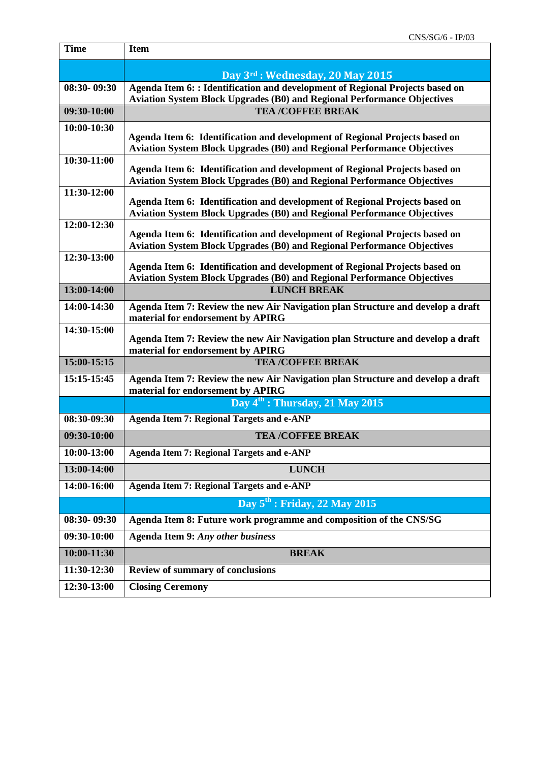| Time | Item |
|---|---|
| | **Day 3rd : Wednesday, 20 May 2015** |
| **08:30- 09:30** | **Agenda Item 6: : Identification and development of Regional Projects based on Aviation System Block Upgrades (B0) and Regional Performance Objectives** |
| **09:30-10:00** | **TEA /COFFEE BREAK** |
| **10:00-10:30** | **Agenda Item 6: Identification and development of Regional Projects based on Aviation System Block Upgrades (B0) and Regional Performance Objectives** |
| **10:30-11:00** | **Agenda Item 6: Identification and development of Regional Projects based on Aviation System Block Upgrades (B0) and Regional Performance Objectives** |
| **11:30-12:00** | **Agenda Item 6: Identification and development of Regional Projects based on Aviation System Block Upgrades (B0) and Regional Performance Objectives** |
| **12:00-12:30** | **Agenda Item 6: Identification and development of Regional Projects based on Aviation System Block Upgrades (B0) and Regional Performance Objectives** |
| **12:30-13:00** | **Agenda Item 6: Identification and development of Regional Projects based on Aviation System Block Upgrades (B0) and Regional Performance Objectives** |
| **13:00-14:00** | **LUNCH BREAK** |
| **14:00-14:30** | **Agenda Item 7: Review the new Air Navigation plan Structure and develop a draft material for endorsement by APIRG** |
| **14:30-15:00** | **Agenda Item 7: Review the new Air Navigation plan Structure and develop a draft material for endorsement by APIRG** |
| **15:00-15:15** | **TEA /COFFEE BREAK** |
| **15:15-15:45** | **Agenda Item 7: Review the new Air Navigation plan Structure and develop a draft material for endorsement by APIRG** |
| | **Day 4th : Thursday, 21 May 2015** |
| **08:30-09:30** | **Agenda Item 7: Regional Targets and e-ANP** |
| **09:30-10:00** | **TEA /COFFEE BREAK** |
| **10:00-13:00** | **Agenda Item 7: Regional Targets and e-ANP** |
| **13:00-14:00** | **LUNCH** |
| **14:00-16:00** | **Agenda Item 7: Regional Targets and e-ANP** |
| | **Day 5th : Friday, 22 May 2015** |
| **08:30- 09:30** | **Agenda Item 8: Future work programme and composition of the CNS/SG** |
| **09:30-10:00** | **Agenda Item 9:** ***Any other business*** |
| **10:00-11:30** | **BREAK** |
| **11:30-12:30** | **Review of summary of conclusions** |
| **12:30-13:00** | **Closing Ceremony** |